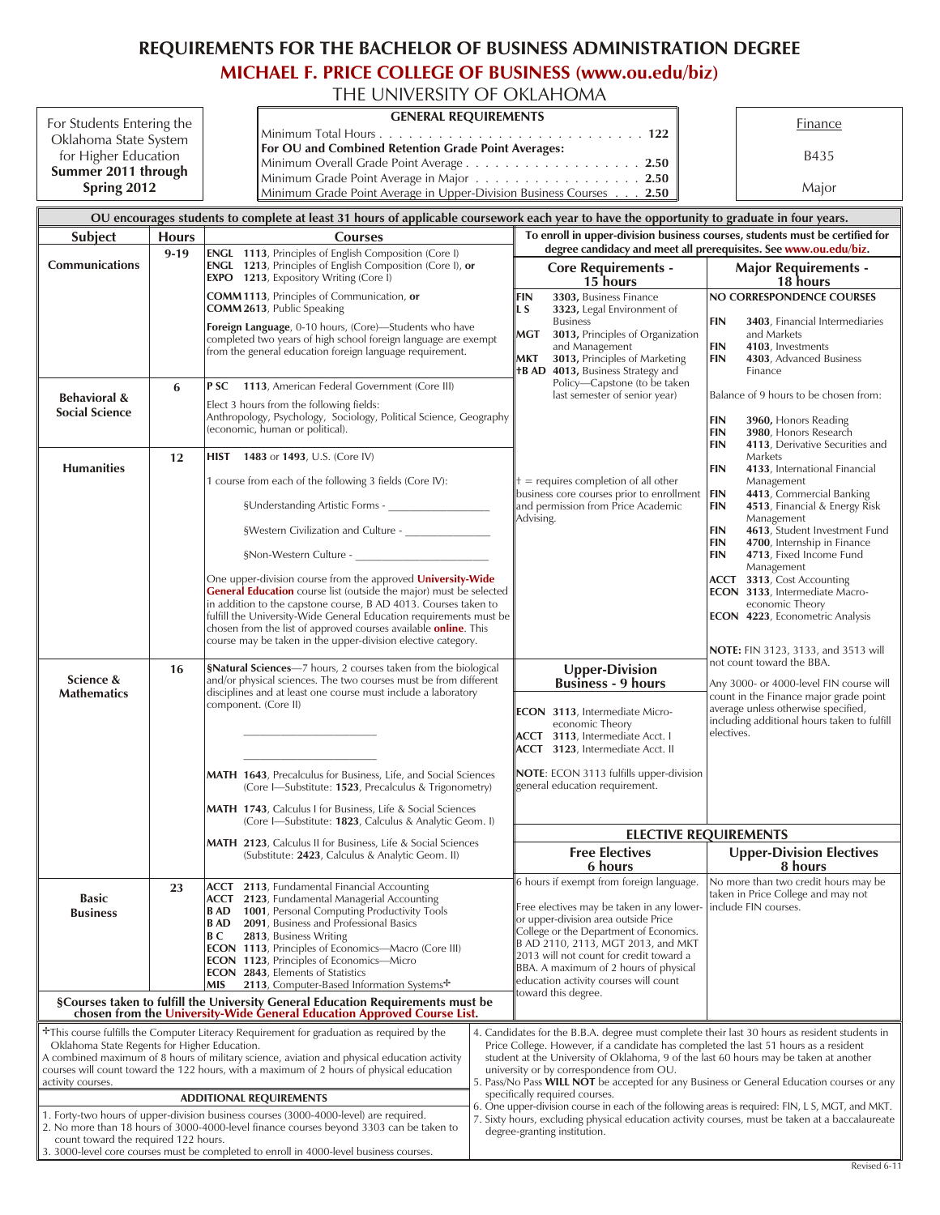# REQUIREMENTS FOR THE BACHELOR OF BUSINESS ADMINISTRATION DEGREE

## MICHAEL F. PRICE COLLEGE OF BUSINESS (www.ou.edu/biz)

### THE UNIVERSITY OF OKLAHOMA

For Students Entering the Oklahoma State System for Higher Education **Summer 2011 through Spring 2012**

**GENERAL REQUIREMENTS**

Minimum Total Hours . . . . . . . . . . . . . . . . . . . . . . . . . **122**

**For OU and Combined Retention Grade Point Averages:**

Minimum Overall Grade Point Average . . . . . . . . . . . . . . . . **2.50**

Minimum Grade Point Average in Major . . . . . . . . . . . . . . . **2.50**

Minimum Grade Point Average in Upper-Division Business Courses . . . **2.50**

Finance

B435

Major

**OU encourages students to complete at least 31 hours of applicable coursework each year to have the opportunity to graduate in four years.**

| Subject | Hours | Courses |
|---|---|---|
| **Communications** | 9-19 | **ENGL 1113**, Principles of English Composition (Core I)<br>**ENGL 1213**, Principles of English Composition (Core I), **or**<br>**EXPO 1213**, Expository Writing (Core I)<br><br>**COMM 1113**, Principles of Communication, **or**<br>**COMM 2613**, Public Speaking<br><br>**Foreign Language**, 0-10 hours, (Core)—Students who have completed two years of high school foreign language are exempt from the general education foreign language requirement. |
| **Behavioral & Social Science** | 6 | **P SC 1113**, American Federal Government (Core III)<br><br>Elect 3 hours from the following fields:<br>Anthropology, Psychology, Sociology, Political Science, Geography (economic, human or political). |
| **Humanities** | 12 | **HIST 1483** or **1493**, U.S. (Core IV)<br><br>1 course from each of the following 3 fields (Core IV):<br>§Understanding Artistic Forms - ________________<br>§Western Civilization and Culture - ______________<br>§Non-Western Culture - ______________________<br><br>One upper-division course from the approved **University-Wide General Education** course list (outside the major) must be selected in addition to the capstone course, B AD 4013. Courses taken to fulfill the University-Wide General Education requirements must be chosen from the list of approved courses available **online**. This course may be taken in the upper-division elective category. |
| **Science & Mathematics** | 16 | **§Natural Sciences**—7 hours, 2 courses taken from the biological and/or physical sciences. The two courses must be from different disciplines and at least one course must include a laboratory component. (Core II)<br>______________________<br>______________________<br><br>**MATH 1643**, Precalculus for Business, Life, and Social Sciences (Core I—Substitute: **1523**, Precalculus & Trigonometry)<br><br>**MATH 1743**, Calculus I for Business, Life & Social Sciences (Core I—Substitute: **1823**, Calculus & Analytic Geom. I)<br><br>**MATH 2123**, Calculus II for Business, Life & Social Sciences (Substitute: **2423**, Calculus & Analytic Geom. II) |
| **Basic Business** | 23 | **ACCT 2113**, Fundamental Financial Accounting<br>**ACCT 2123**, Fundamental Managerial Accounting<br>**B AD 1001**, Personal Computing Productivity Tools<br>**B AD 2091**, Business and Professional Basics<br>**B C 2813**, Business Writing<br>**ECON 1113**, Principles of Economics—Macro (Core III)<br>**ECON 1123**, Principles of Economics—Micro<br>**ECON 2843**, Elements of Statistics<br>**MIS 2113**, Computer-Based Information Systems✢ |

**§Courses taken to fulfill the University General Education Requirements must be chosen from the University-Wide General Education Approved Course List.**

**To enroll in upper-division business courses, students must be certified for degree candidacy and meet all prerequisites. See www.ou.edu/biz.**

| Core Requirements - 15 hours | Major Requirements - 18 hours |
|---|---|
| **FIN 3303**, Business Finance<br>**L S 3323**, Legal Environment of Business<br>**MGT 3013**, Principles of Organization and Management<br>**MKT 3013**, Principles of Marketing<br>**†B AD 4013**, Business Strategy and Policy—Capstone (to be taken last semester of senior year)<br><br>† = requires completion of all other business core courses prior to enrollment and permission from Price Academic Advising. | **NO CORRESPONDENCE COURSES**<br><br>**FIN 3403**, Financial Intermediaries and Markets<br>**FIN 4103**, Investments<br>**FIN 4303**, Advanced Business Finance<br><br>Balance of 9 hours to be chosen from:<br><br>**FIN 3960**, Honors Reading<br>**FIN 3980**, Honors Research<br>**FIN 4113**, Derivative Securities and Markets<br>**FIN 4133**, International Financial Management<br>**FIN 4413**, Commercial Banking<br>**FIN 4513**, Financial & Energy Risk Management<br>**FIN 4613**, Student Investment Fund<br>**FIN 4700**, Internship in Finance<br>**FIN 4713**, Fixed Income Fund Management<br>**ACCT 3313**, Cost Accounting<br>**ECON 3133**, Intermediate Macro-economic Theory<br>**ECON 4223**, Econometric Analysis<br><br>**NOTE:** FIN 3123, 3133, and 3513 will not count toward the BBA.<br><br>Any 3000- or 4000-level FIN course will count in the Finance major grade point average unless otherwise specified, including additional hours taken to fulfill electives. |

| Upper-Division Business - 9 hours |
|---|
| **ECON 3113**, Intermediate Micro-economic Theory<br>**ACCT 3113**, Intermediate Acct. I<br>**ACCT 3123**, Intermediate Acct. II<br><br>**NOTE**: ECON 3113 fulfills upper-division general education requirement. |

**ELECTIVE REQUIREMENTS**

| Free Electives 6 hours | Upper-Division Electives 8 hours |
|---|---|
| 6 hours if exempt from foreign language.<br><br>Free electives may be taken in any lower- or upper-division area outside Price College or the Department of Economics. B AD 2110, 2113, MGT 2013, and MKT 2013 will not count for credit toward a BBA. A maximum of 2 hours of physical education activity courses will count toward this degree. | No more than two credit hours may be taken in Price College and may not include FIN courses. |

✢This course fulfills the Computer Literacy Requirement for graduation as required by the Oklahoma State Regents for Higher Education.

A combined maximum of 8 hours of military science, aviation and physical education activity courses will count toward the 122 hours, with a maximum of 2 hours of physical education activity courses.

**ADDITIONAL REQUIREMENTS**

1. Forty-two hours of upper-division business courses (3000-4000-level) are required.
2. No more than 18 hours of 3000-4000-level finance courses beyond 3303 can be taken to count toward the required 122 hours.
3. 3000-level core courses must be completed to enroll in 4000-level business courses.
4. Candidates for the B.B.A. degree must complete their last 30 hours as resident students in Price College. However, if a candidate has completed the last 51 hours as a resident student at the University of Oklahoma, 9 of the last 60 hours may be taken at another university or by correspondence from OU.
5. Pass/No Pass **WILL NOT** be accepted for any Business or General Education courses or any specifically required courses.
6. One upper-division course in each of the following areas is required: FIN, L S, MGT, and MKT.
7. Sixty hours, excluding physical education activity courses, must be taken at a baccalaureate degree-granting institution.

Revised 6-11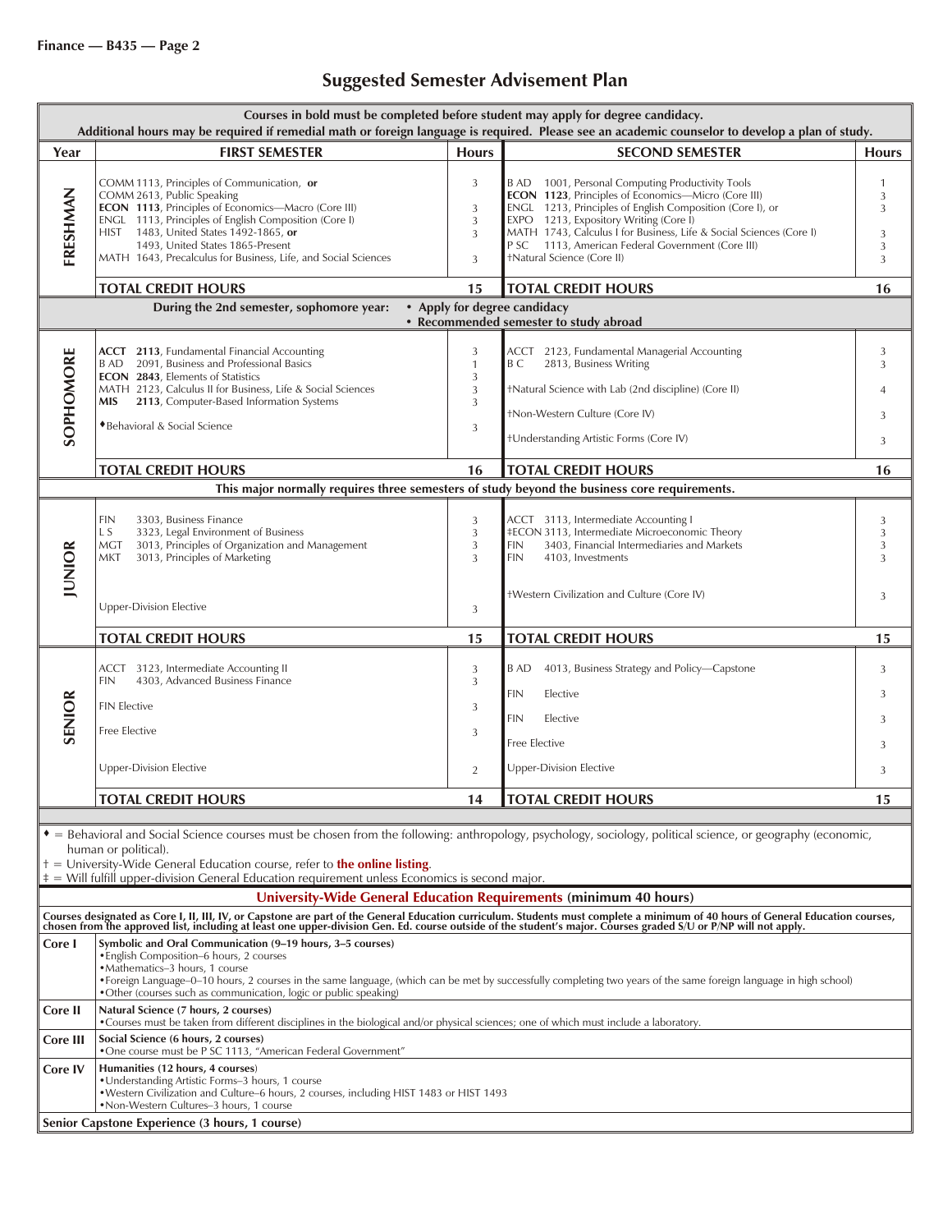## Suggested Semester Advisement Plan

**Courses in bold must be completed before student may apply for degree candidacy.**
**Additional hours may be required if remedial math or foreign language is required. Please see an academic counselor to develop a plan of study.**

| Year | FIRST SEMESTER | Hours | SECOND SEMESTER | Hours |
|---|---|---|---|---|
| FRESHMAN | COMM 1113, Principles of Communication, **or** COMM 2613, Public Speaking | 3 | B AD 1001, Personal Computing Productivity Tools | 1 |
| | **ECON 1113**, Principles of Economics—Macro (Core III) | 3 | **ECON 1123**, Principles of Economics—Micro (Core III) | 3 |
| | ENGL 1113, Principles of English Composition (Core I) | 3 | ENGL 1213, Principles of English Composition (Core I), or EXPO 1213, Expository Writing (Core I) | 3 |
| | HIST 1483, United States 1492-1865, **or** 1493, United States 1865-Present | 3 | MATH 1743, Calculus I for Business, Life & Social Sciences (Core I) | 3 |
| | MATH 1643, Precalculus for Business, Life, and Social Sciences | 3 | P SC 1113, American Federal Government (Core III) | 3 |
| | | | †Natural Science (Core II) | 3 |
| | **TOTAL CREDIT HOURS** | **15** | **TOTAL CREDIT HOURS** | **16** |
| | **During the 2nd semester, sophomore year:** | | **• Apply for degree candidacy • Recommended semester to study abroad** | |
| SOPHOMORE | **ACCT 2113**, Fundamental Financial Accounting | 3 | ACCT 2123, Fundamental Managerial Accounting | 3 |
| | B AD 2091, Business and Professional Basics | 1 | B C 2813, Business Writing | 3 |
| | **ECON 2843**, Elements of Statistics | 3 | †Natural Science with Lab (2nd discipline) (Core II) | 4 |
| | MATH 2123, Calculus II for Business, Life & Social Sciences | 3 | †Non-Western Culture (Core IV) | 3 |
| | **MIS 2113**, Computer-Based Information Systems | 3 | †Understanding Artistic Forms (Core IV) | 3 |
| | ♦Behavioral & Social Science | 3 | | |
| | **TOTAL CREDIT HOURS** | **16** | **TOTAL CREDIT HOURS** | **16** |
| | **This major normally requires three semesters of study beyond the business core requirements.** | | | |
| JUNIOR | FIN 3303, Business Finance | 3 | ACCT 3113, Intermediate Accounting I | 3 |
| | L S 3323, Legal Environment of Business | 3 | ‡ECON 3113, Intermediate Microeconomic Theory | 3 |
| | MGT 3013, Principles of Organization and Management | 3 | FIN 3403, Financial Intermediaries and Markets | 3 |
| | MKT 3013, Principles of Marketing | 3 | FIN 4103, Investments | 3 |
| | Upper-Division Elective | 3 | †Western Civilization and Culture (Core IV) | 3 |
| | **TOTAL CREDIT HOURS** | **15** | **TOTAL CREDIT HOURS** | **15** |
| SENIOR | ACCT 3123, Intermediate Accounting II | 3 | B AD 4013, Business Strategy and Policy—Capstone | 3 |
| | FIN 4303, Advanced Business Finance | 3 | FIN Elective | 3 |
| | FIN Elective | 3 | FIN Elective | 3 |
| | Free Elective | 3 | Free Elective | 3 |
| | Upper-Division Elective | 2 | Upper-Division Elective | 3 |
| | **TOTAL CREDIT HOURS** | **14** | **TOTAL CREDIT HOURS** | **15** |

♦ = Behavioral and Social Science courses must be chosen from the following: anthropology, psychology, sociology, political science, or geography (economic, human or political).
† = University-Wide General Education course, refer to **the online listing**.
‡ = Will fulfill upper-division General Education requirement unless Economics is second major.

### University-Wide General Education Requirements (minimum 40 hours)

**Courses designated as Core I, II, III, IV, or Capstone are part of the General Education curriculum. Students must complete a minimum of 40 hours of General Education courses, chosen from the approved list, including at least one upper-division Gen. Ed. course outside of the student's major. Courses graded S/U or P/NP will not apply.**

| | |
|---|---|
| **Core I** | **Symbolic and Oral Communication (9–19 hours, 3–5 courses)**<br>•English Composition–6 hours, 2 courses<br>•Mathematics–3 hours, 1 course<br>•Foreign Language–0–10 hours, 2 courses in the same language, (which can be met by successfully completing two years of the same foreign language in high school)<br>•Other (courses such as communication, logic or public speaking) |
| **Core II** | **Natural Science (7 hours, 2 courses)**<br>•Courses must be taken from different disciplines in the biological and/or physical sciences; one of which must include a laboratory. |
| **Core III** | **Social Science (6 hours, 2 courses)**<br>•One course must be P SC 1113, "American Federal Government" |
| **Core IV** | **Humanities (12 hours, 4 courses)**<br>•Understanding Artistic Forms–3 hours, 1 course<br>•Western Civilization and Culture–6 hours, 2 courses, including HIST 1483 or HIST 1493<br>•Non-Western Cultures–3 hours, 1 course |
| **Senior Capstone Experience (3 hours, 1 course)** | |